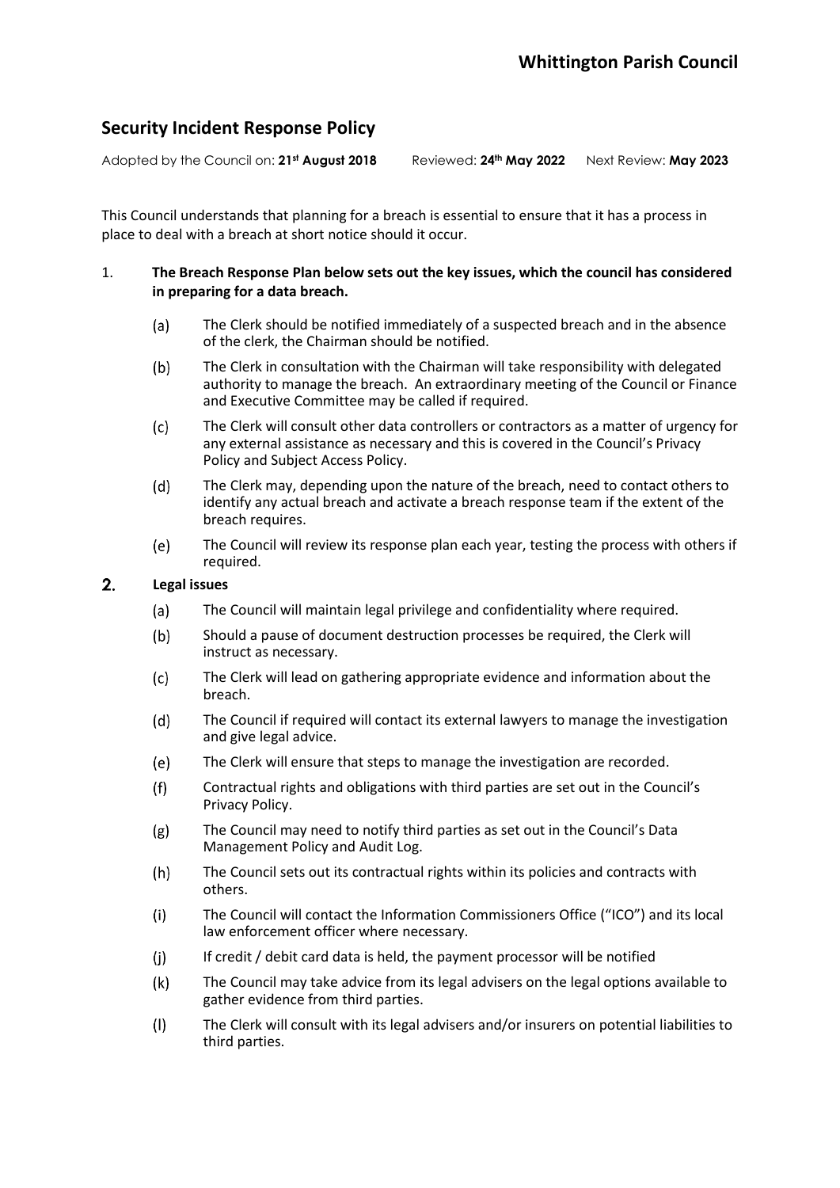# Whittington Parish Council

## Security Incident Response Policy

Adopted by the Council on: **21st August 2018** Reviewed: **24th May 2022** Next Review: **May 2023**

This Council understands that planning for a breach is essential to ensure that it has a process in place to deal with a breach at short notice should it occur.

1. **The Breach Response Plan below sets out the key issues, which the council has considered in preparing for a data breach.**

   (a) The Clerk should be notified immediately of a suspected breach and in the absence of the clerk, the Chairman should be notified.

   (b) The Clerk in consultation with the Chairman will take responsibility with delegated authority to manage the breach. An extraordinary meeting of the Council or Finance and Executive Committee may be called if required.

   (c) The Clerk will consult other data controllers or contractors as a matter of urgency for any external assistance as necessary and this is covered in the Council's Privacy Policy and Subject Access Policy.

   (d) The Clerk may, depending upon the nature of the breach, need to contact others to identify any actual breach and activate a breach response team if the extent of the breach requires.

   (e) The Council will review its response plan each year, testing the process with others if required.

2. **Legal issues**

   (a) The Council will maintain legal privilege and confidentiality where required.

   (b) Should a pause of document destruction processes be required, the Clerk will instruct as necessary.

   (c) The Clerk will lead on gathering appropriate evidence and information about the breach.

   (d) The Council if required will contact its external lawyers to manage the investigation and give legal advice.

   (e) The Clerk will ensure that steps to manage the investigation are recorded.

   (f) Contractual rights and obligations with third parties are set out in the Council's Privacy Policy.

   (g) The Council may need to notify third parties as set out in the Council's Data Management Policy and Audit Log.

   (h) The Council sets out its contractual rights within its policies and contracts with others.

   (i) The Council will contact the Information Commissioners Office ("ICO") and its local law enforcement officer where necessary.

   (j) If credit / debit card data is held, the payment processor will be notified

   (k) The Council may take advice from its legal advisers on the legal options available to gather evidence from third parties.

   (l) The Clerk will consult with its legal advisers and/or insurers on potential liabilities to third parties.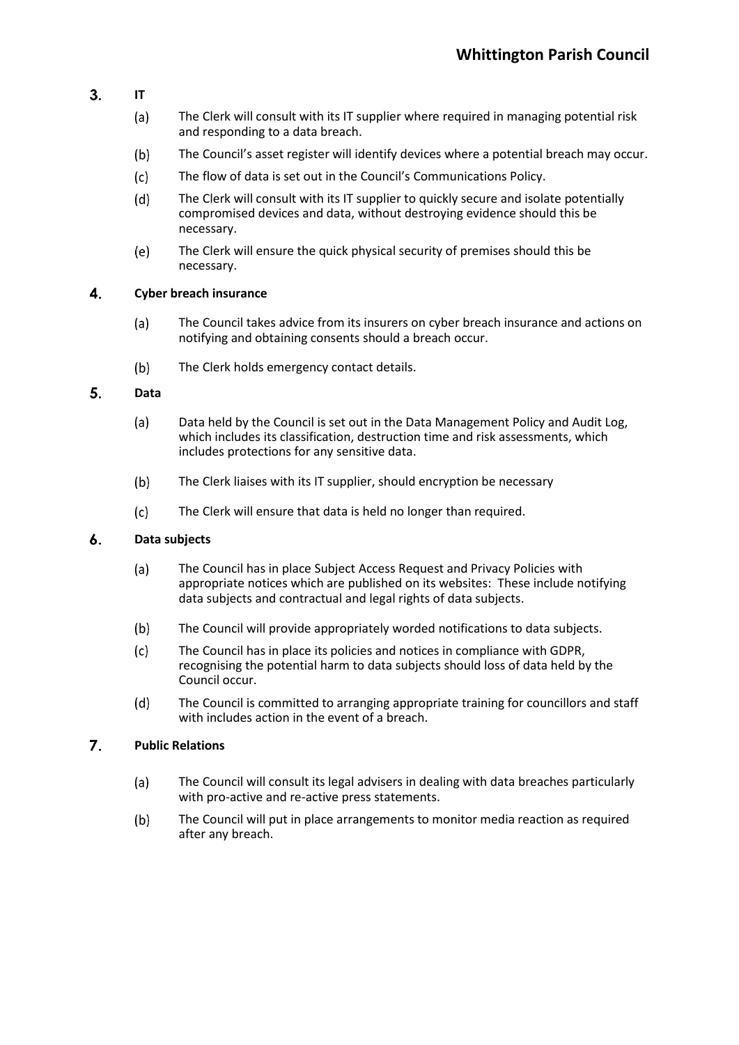## 3. IT

(a) The Clerk will consult with its IT supplier where required in managing potential risk and responding to a data breach.

(b) The Council's asset register will identify devices where a potential breach may occur.

(c) The flow of data is set out in the Council's Communications Policy.

(d) The Clerk will consult with its IT supplier to quickly secure and isolate potentially compromised devices and data, without destroying evidence should this be necessary.

(e) The Clerk will ensure the quick physical security of premises should this be necessary.

## 4. Cyber breach insurance

(a) The Council takes advice from its insurers on cyber breach insurance and actions on notifying and obtaining consents should a breach occur.

(b) The Clerk holds emergency contact details.

## 5. Data

(a) Data held by the Council is set out in the Data Management Policy and Audit Log, which includes its classification, destruction time and risk assessments, which includes protections for any sensitive data.

(b) The Clerk liaises with its IT supplier, should encryption be necessary

(c) The Clerk will ensure that data is held no longer than required.

## 6. Data subjects

(a) The Council has in place Subject Access Request and Privacy Policies with appropriate notices which are published on its websites: These include notifying data subjects and contractual and legal rights of data subjects.

(b) The Council will provide appropriately worded notifications to data subjects.

(c) The Council has in place its policies and notices in compliance with GDPR, recognising the potential harm to data subjects should loss of data held by the Council occur.

(d) The Council is committed to arranging appropriate training for councillors and staff with includes action in the event of a breach.

## 7. Public Relations

(a) The Council will consult its legal advisers in dealing with data breaches particularly with pro-active and re-active press statements.

(b) The Council will put in place arrangements to monitor media reaction as required after any breach.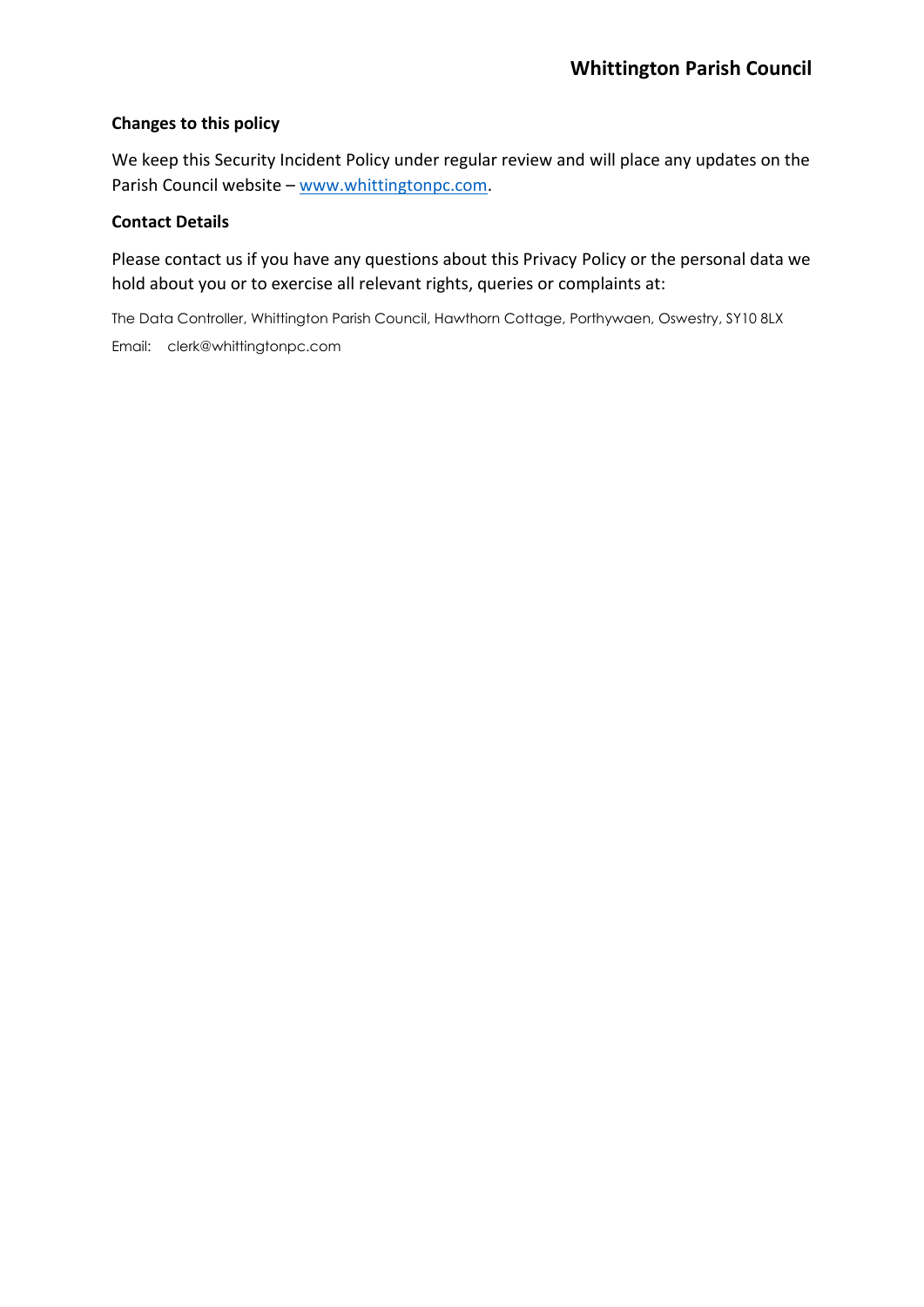### Changes to this policy

We keep this Security Incident Policy under regular review and will place any updates on the Parish Council website – [www.whittingtonpc.com](http://www.whittingtonpc.com).

### Contact Details

Please contact us if you have any questions about this Privacy Policy or the personal data we hold about you or to exercise all relevant rights, queries or complaints at:

The Data Controller, Whittington Parish Council, Hawthorn Cottage, Porthywaen, Oswestry, SY10 8LX

Email: clerk@whittingtonpc.com